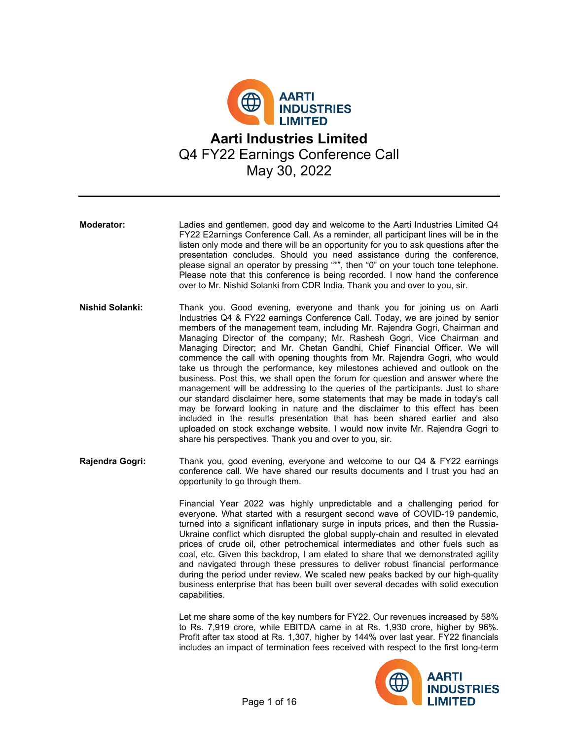# Aarti Industries Limited

## Q4 FY22 Earnings Conference Call

## May 30, 2022

---

**Moderator:** Ladies and gentlemen, good day and welcome to the Aarti Industries Limited Q4 FY22 E2arnings Conference Call. As a reminder, all participant lines will be in the listen only mode and there will be an opportunity for you to ask questions after the presentation concludes. Should you need assistance during the conference, please signal an operator by pressing "*", then "0" on your touch tone telephone. Please note that this conference is being recorded. I now hand the conference over to Mr. Nishid Solanki from CDR India. Thank you and over to you, sir.

**Nishid Solanki:** Thank you. Good evening, everyone and thank you for joining us on Aarti Industries Q4 & FY22 earnings Conference Call. Today, we are joined by senior members of the management team, including Mr. Rajendra Gogri, Chairman and Managing Director of the company; Mr. Rashesh Gogri, Vice Chairman and Managing Director; and Mr. Chetan Gandhi, Chief Financial Officer. We will commence the call with opening thoughts from Mr. Rajendra Gogri, who would take us through the performance, key milestones achieved and outlook on the business. Post this, we shall open the forum for question and answer where the management will be addressing to the queries of the participants. Just to share our standard disclaimer here, some statements that may be made in today's call may be forward looking in nature and the disclaimer to this effect has been included in the results presentation that has been shared earlier and also uploaded on stock exchange website. I would now invite Mr. Rajendra Gogri to share his perspectives. Thank you and over to you, sir.

**Rajendra Gogri:** Thank you, good evening, everyone and welcome to our Q4 & FY22 earnings conference call. We have shared our results documents and I trust you had an opportunity to go through them.

Financial Year 2022 was highly unpredictable and a challenging period for everyone. What started with a resurgent second wave of COVID-19 pandemic, turned into a significant inflationary surge in inputs prices, and then the Russia-Ukraine conflict which disrupted the global supply-chain and resulted in elevated prices of crude oil, other petrochemical intermediates and other fuels such as coal, etc. Given this backdrop, I am elated to share that we demonstrated agility and navigated through these pressures to deliver robust financial performance during the period under review. We scaled new peaks backed by our high-quality business enterprise that has been built over several decades with solid execution capabilities.

Let me share some of the key numbers for FY22. Our revenues increased by 58% to Rs. 7,919 crore, while EBITDA came in at Rs. 1,930 crore, higher by 96%. Profit after tax stood at Rs. 1,307, higher by 144% over last year. FY22 financials includes an impact of termination fees received with respect to the first long-term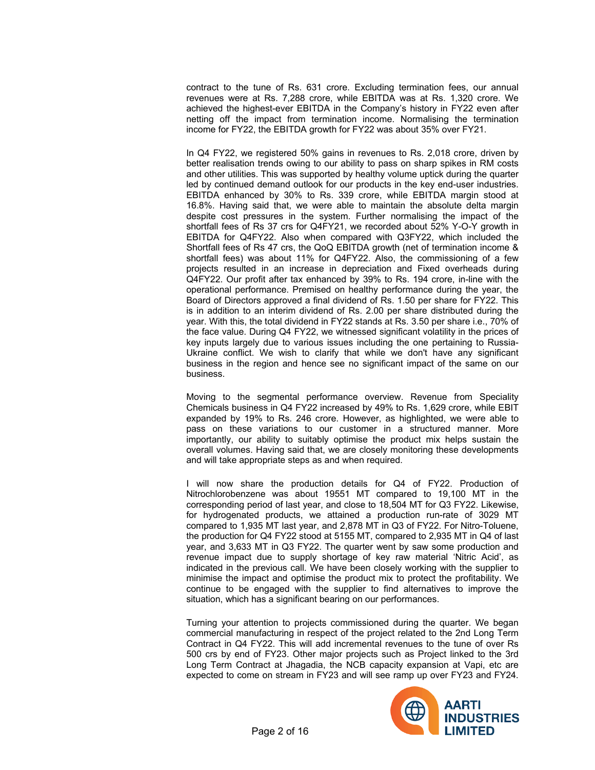contract to the tune of Rs. 631 crore. Excluding termination fees, our annual revenues were at Rs. 7,288 crore, while EBITDA was at Rs. 1,320 crore. We achieved the highest-ever EBITDA in the Company's history in FY22 even after netting off the impact from termination income. Normalising the termination income for FY22, the EBITDA growth for FY22 was about 35% over FY21.

In Q4 FY22, we registered 50% gains in revenues to Rs. 2,018 crore, driven by better realisation trends owing to our ability to pass on sharp spikes in RM costs and other utilities. This was supported by healthy volume uptick during the quarter led by continued demand outlook for our products in the key end-user industries. EBITDA enhanced by 30% to Rs. 339 crore, while EBITDA margin stood at 16.8%. Having said that, we were able to maintain the absolute delta margin despite cost pressures in the system. Further normalising the impact of the shortfall fees of Rs 37 crs for Q4FY21, we recorded about 52% Y-O-Y growth in EBITDA for Q4FY22. Also when compared with Q3FY22, which included the Shortfall fees of Rs 47 crs, the QoQ EBITDA growth (net of termination income & shortfall fees) was about 11% for Q4FY22. Also, the commissioning of a few projects resulted in an increase in depreciation and Fixed overheads during Q4FY22. Our profit after tax enhanced by 39% to Rs. 194 crore, in-line with the operational performance. Premised on healthy performance during the year, the Board of Directors approved a final dividend of Rs. 1.50 per share for FY22. This is in addition to an interim dividend of Rs. 2.00 per share distributed during the year. With this, the total dividend in FY22 stands at Rs. 3.50 per share i.e., 70% of the face value. During Q4 FY22, we witnessed significant volatility in the prices of key inputs largely due to various issues including the one pertaining to Russia-Ukraine conflict. We wish to clarify that while we don't have any significant business in the region and hence see no significant impact of the same on our business.

Moving to the segmental performance overview. Revenue from Speciality Chemicals business in Q4 FY22 increased by 49% to Rs. 1,629 crore, while EBIT expanded by 19% to Rs. 246 crore. However, as highlighted, we were able to pass on these variations to our customer in a structured manner. More importantly, our ability to suitably optimise the product mix helps sustain the overall volumes. Having said that, we are closely monitoring these developments and will take appropriate steps as and when required.

I will now share the production details for Q4 of FY22. Production of Nitrochlorobenzene was about 19551 MT compared to 19,100 MT in the corresponding period of last year, and close to 18,504 MT for Q3 FY22. Likewise, for hydrogenated products, we attained a production run-rate of 3029 MT compared to 1,935 MT last year, and 2,878 MT in Q3 of FY22. For Nitro-Toluene, the production for Q4 FY22 stood at 5155 MT, compared to 2,935 MT in Q4 of last year, and 3,633 MT in Q3 FY22. The quarter went by saw some production and revenue impact due to supply shortage of key raw material 'Nitric Acid', as indicated in the previous call. We have been closely working with the supplier to minimise the impact and optimise the product mix to protect the profitability. We continue to be engaged with the supplier to find alternatives to improve the situation, which has a significant bearing on our performances.

Turning your attention to projects commissioned during the quarter. We began commercial manufacturing in respect of the project related to the 2nd Long Term Contract in Q4 FY22. This will add incremental revenues to the tune of over Rs 500 crs by end of FY23. Other major projects such as Project linked to the 3rd Long Term Contract at Jhagadia, the NCB capacity expansion at Vapi, etc are expected to come on stream in FY23 and will see ramp up over FY23 and FY24.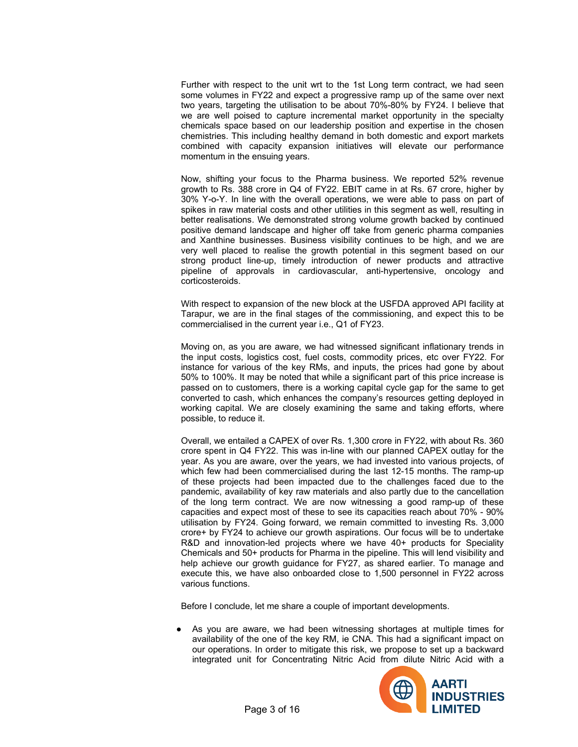Further with respect to the unit wrt to the 1st Long term contract, we had seen some volumes in FY22 and expect a progressive ramp up of the same over next two years, targeting the utilisation to be about 70%-80% by FY24. I believe that we are well poised to capture incremental market opportunity in the specialty chemicals space based on our leadership position and expertise in the chosen chemistries. This including healthy demand in both domestic and export markets combined with capacity expansion initiatives will elevate our performance momentum in the ensuing years.

Now, shifting your focus to the Pharma business. We reported 52% revenue growth to Rs. 388 crore in Q4 of FY22. EBIT came in at Rs. 67 crore, higher by 30% Y-o-Y. In line with the overall operations, we were able to pass on part of spikes in raw material costs and other utilities in this segment as well, resulting in better realisations. We demonstrated strong volume growth backed by continued positive demand landscape and higher off take from generic pharma companies and Xanthine businesses. Business visibility continues to be high, and we are very well placed to realise the growth potential in this segment based on our strong product line-up, timely introduction of newer products and attractive pipeline of approvals in cardiovascular, anti-hypertensive, oncology and corticosteroids.

With respect to expansion of the new block at the USFDA approved API facility at Tarapur, we are in the final stages of the commissioning, and expect this to be commercialised in the current year i.e., Q1 of FY23.

Moving on, as you are aware, we had witnessed significant inflationary trends in the input costs, logistics cost, fuel costs, commodity prices, etc over FY22. For instance for various of the key RMs, and inputs, the prices had gone by about 50% to 100%. It may be noted that while a significant part of this price increase is passed on to customers, there is a working capital cycle gap for the same to get converted to cash, which enhances the company's resources getting deployed in working capital. We are closely examining the same and taking efforts, where possible, to reduce it.

Overall, we entailed a CAPEX of over Rs. 1,300 crore in FY22, with about Rs. 360 crore spent in Q4 FY22. This was in-line with our planned CAPEX outlay for the year. As you are aware, over the years, we had invested into various projects, of which few had been commercialised during the last 12-15 months. The ramp-up of these projects had been impacted due to the challenges faced due to the pandemic, availability of key raw materials and also partly due to the cancellation of the long term contract. We are now witnessing a good ramp-up of these capacities and expect most of these to see its capacities reach about 70% - 90% utilisation by FY24. Going forward, we remain committed to investing Rs. 3,000 crore+ by FY24 to achieve our growth aspirations. Our focus will be to undertake R&D and innovation-led projects where we have 40+ products for Speciality Chemicals and 50+ products for Pharma in the pipeline. This will lend visibility and help achieve our growth guidance for FY27, as shared earlier. To manage and execute this, we have also onboarded close to 1,500 personnel in FY22 across various functions.

Before I conclude, let me share a couple of important developments.

- As you are aware, we had been witnessing shortages at multiple times for availability of the one of the key RM, ie CNA. This had a significant impact on our operations. In order to mitigate this risk, we propose to set up a backward integrated unit for Concentrating Nitric Acid from dilute Nitric Acid with a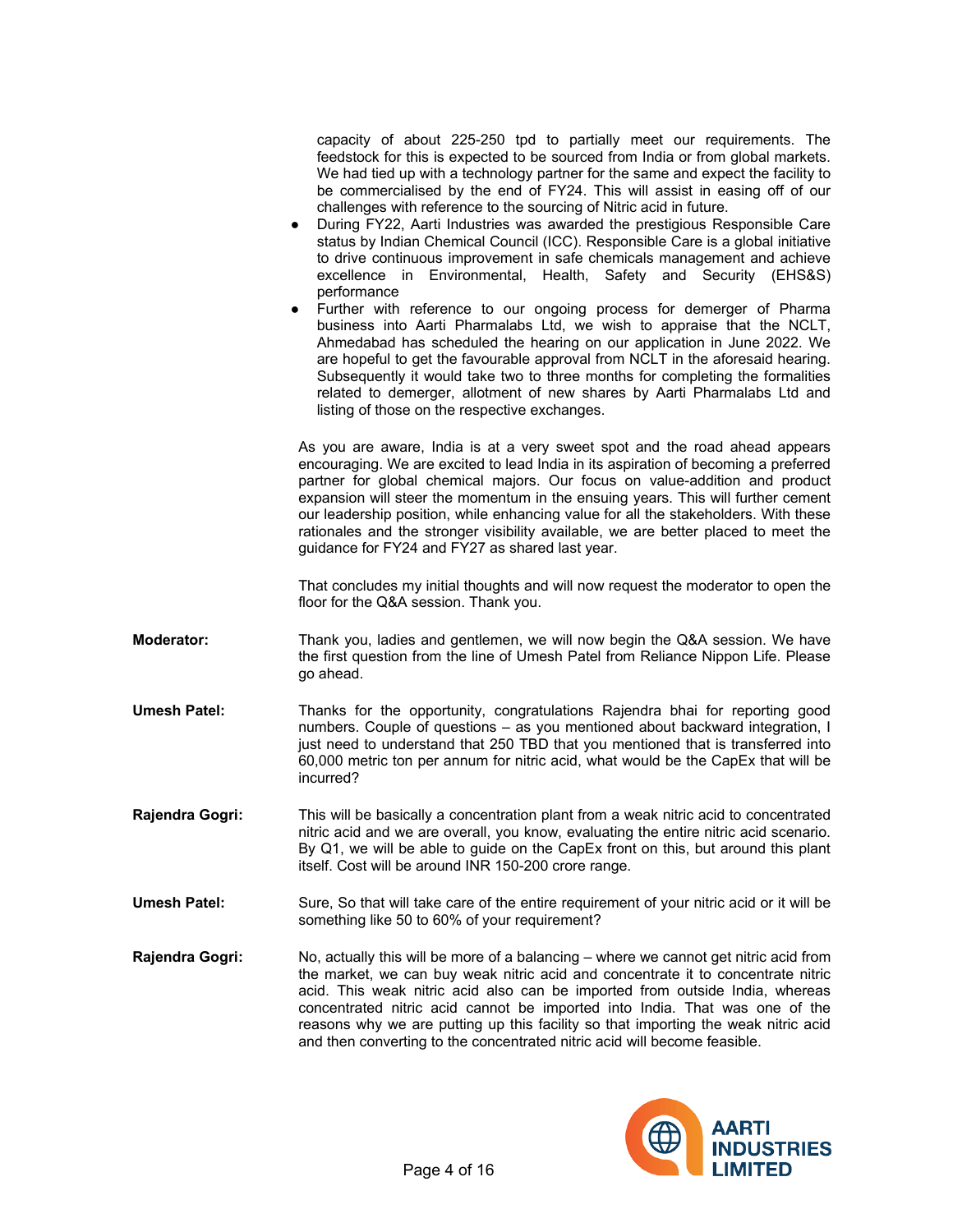capacity of about 225-250 tpd to partially meet our requirements. The feedstock for this is expected to be sourced from India or from global markets. We had tied up with a technology partner for the same and expect the facility to be commercialised by the end of FY24. This will assist in easing off of our challenges with reference to the sourcing of Nitric acid in future.

- During FY22, Aarti Industries was awarded the prestigious Responsible Care status by Indian Chemical Council (ICC). Responsible Care is a global initiative to drive continuous improvement in safe chemicals management and achieve excellence in Environmental, Health, Safety and Security (EHS&S) performance
- Further with reference to our ongoing process for demerger of Pharma business into Aarti Pharmalabs Ltd, we wish to appraise that the NCLT, Ahmedabad has scheduled the hearing on our application in June 2022. We are hopeful to get the favourable approval from NCLT in the aforesaid hearing. Subsequently it would take two to three months for completing the formalities related to demerger, allotment of new shares by Aarti Pharmalabs Ltd and listing of those on the respective exchanges.

As you are aware, India is at a very sweet spot and the road ahead appears encouraging. We are excited to lead India in its aspiration of becoming a preferred partner for global chemical majors. Our focus on value-addition and product expansion will steer the momentum in the ensuing years. This will further cement our leadership position, while enhancing value for all the stakeholders. With these rationales and the stronger visibility available, we are better placed to meet the guidance for FY24 and FY27 as shared last year.

That concludes my initial thoughts and will now request the moderator to open the floor for the Q&A session. Thank you.

**Moderator:** Thank you, ladies and gentlemen, we will now begin the Q&A session. We have the first question from the line of Umesh Patel from Reliance Nippon Life. Please go ahead.

**Umesh Patel:** Thanks for the opportunity, congratulations Rajendra bhai for reporting good numbers. Couple of questions – as you mentioned about backward integration, I just need to understand that 250 TBD that you mentioned that is transferred into 60,000 metric ton per annum for nitric acid, what would be the CapEx that will be incurred?

**Rajendra Gogri:** This will be basically a concentration plant from a weak nitric acid to concentrated nitric acid and we are overall, you know, evaluating the entire nitric acid scenario. By Q1, we will be able to guide on the CapEx front on this, but around this plant itself. Cost will be around INR 150-200 crore range.

**Umesh Patel:** Sure, So that will take care of the entire requirement of your nitric acid or it will be something like 50 to 60% of your requirement?

**Rajendra Gogri:** No, actually this will be more of a balancing – where we cannot get nitric acid from the market, we can buy weak nitric acid and concentrate it to concentrate nitric acid. This weak nitric acid also can be imported from outside India, whereas concentrated nitric acid cannot be imported into India. That was one of the reasons why we are putting up this facility so that importing the weak nitric acid and then converting to the concentrated nitric acid will become feasible.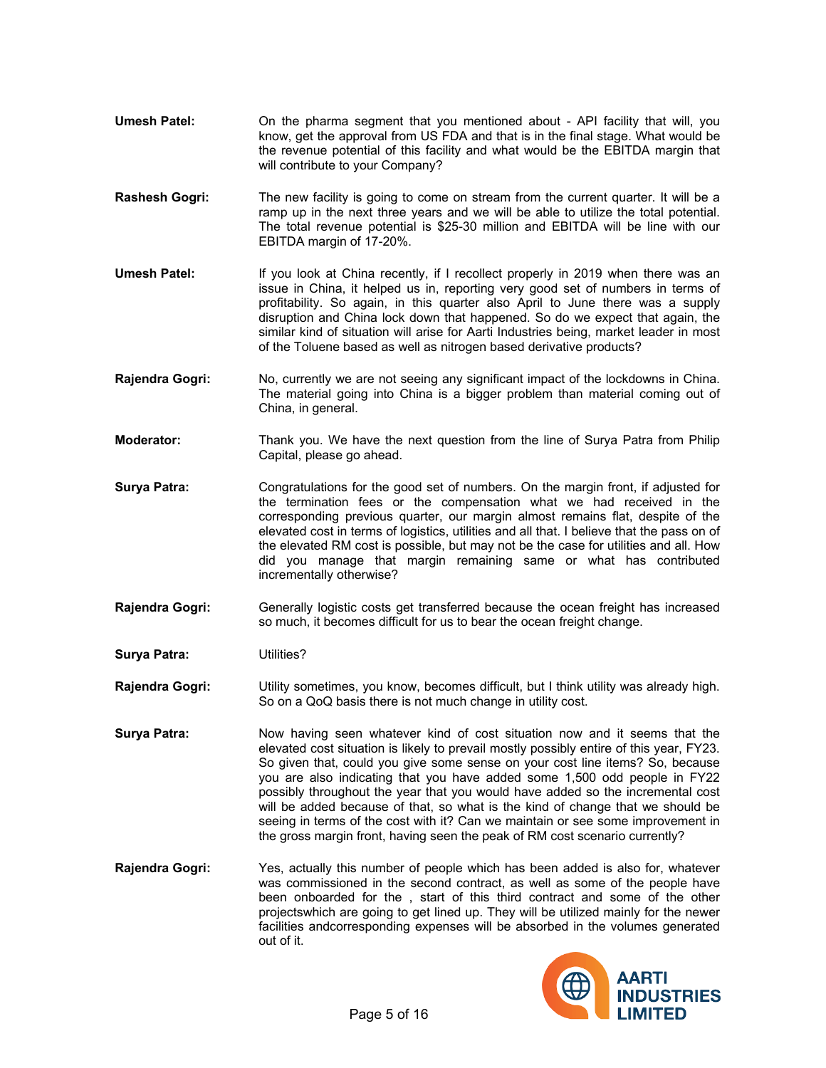**Umesh Patel:** On the pharma segment that you mentioned about - API facility that will, you know, get the approval from US FDA and that is in the final stage. What would be the revenue potential of this facility and what would be the EBITDA margin that will contribute to your Company?

**Rashesh Gogri:** The new facility is going to come on stream from the current quarter. It will be a ramp up in the next three years and we will be able to utilize the total potential. The total revenue potential is $25-30 million and EBITDA will be line with our EBITDA margin of 17-20%.

**Umesh Patel:** If you look at China recently, if I recollect properly in 2019 when there was an issue in China, it helped us in, reporting very good set of numbers in terms of profitability. So again, in this quarter also April to June there was a supply disruption and China lock down that happened. So do we expect that again, the similar kind of situation will arise for Aarti Industries being, market leader in most of the Toluene based as well as nitrogen based derivative products?

**Rajendra Gogri:** No, currently we are not seeing any significant impact of the lockdowns in China. The material going into China is a bigger problem than material coming out of China, in general.

**Moderator:** Thank you. We have the next question from the line of Surya Patra from Philip Capital, please go ahead.

**Surya Patra:** Congratulations for the good set of numbers. On the margin front, if adjusted for the termination fees or the compensation what we had received in the corresponding previous quarter, our margin almost remains flat, despite of the elevated cost in terms of logistics, utilities and all that. I believe that the pass on of the elevated RM cost is possible, but may not be the case for utilities and all. How did you manage that margin remaining same or what has contributed incrementally otherwise?

**Rajendra Gogri:** Generally logistic costs get transferred because the ocean freight has increased so much, it becomes difficult for us to bear the ocean freight change.

**Surya Patra:** Utilities?

**Rajendra Gogri:** Utility sometimes, you know, becomes difficult, but I think utility was already high. So on a QoQ basis there is not much change in utility cost.

**Surya Patra:** Now having seen whatever kind of cost situation now and it seems that the elevated cost situation is likely to prevail mostly possibly entire of this year, FY23. So given that, could you give some sense on your cost line items? So, because you are also indicating that you have added some 1,500 odd people in FY22 possibly throughout the year that you would have added so the incremental cost will be added because of that, so what is the kind of change that we should be seeing in terms of the cost with it? Can we maintain or see some improvement in the gross margin front, having seen the peak of RM cost scenario currently?

**Rajendra Gogri:** Yes, actually this number of people which has been added is also for, whatever was commissioned in the second contract, as well as some of the people have been onboarded for the , start of this third contract and some of the other projectswhich are going to get lined up. They will be utilized mainly for the newer facilities andcorresponding expenses will be absorbed in the volumes generated out of it.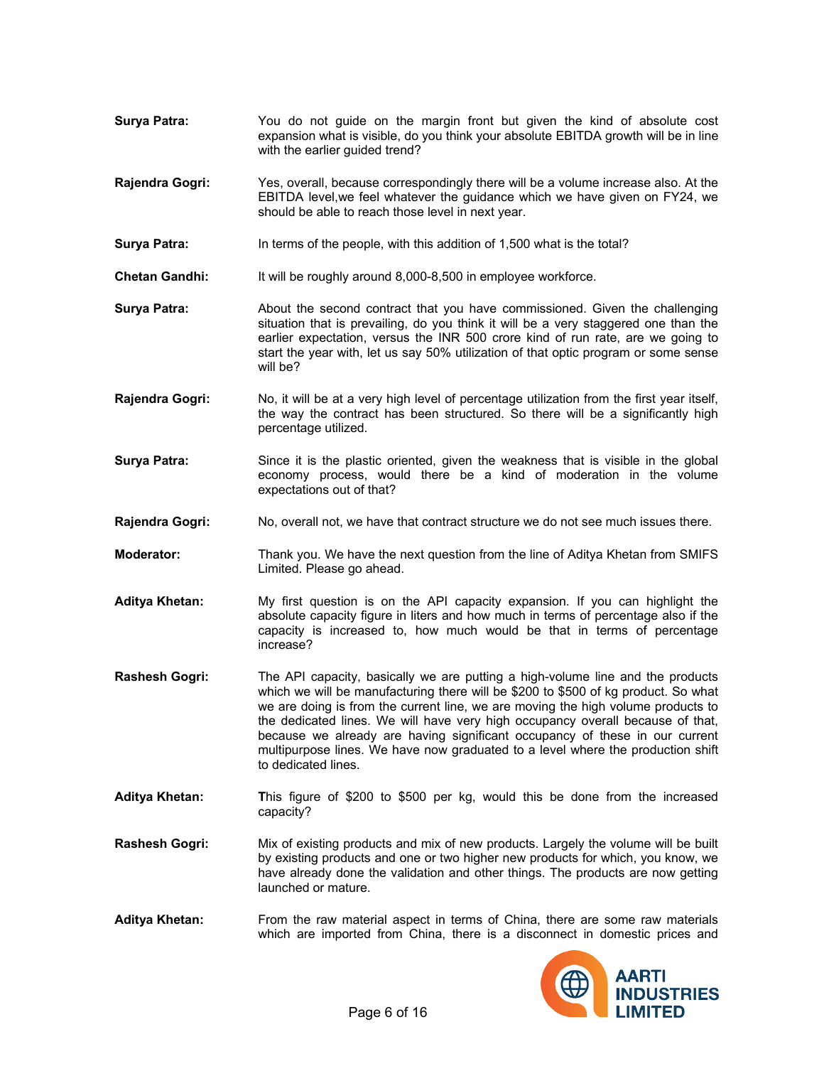**Surya Patra:** You do not guide on the margin front but given the kind of absolute cost expansion what is visible, do you think your absolute EBITDA growth will be in line with the earlier guided trend?

**Rajendra Gogri:** Yes, overall, because correspondingly there will be a volume increase also. At the EBITDA level,we feel whatever the guidance which we have given on FY24, we should be able to reach those level in next year.

**Surya Patra:** In terms of the people, with this addition of 1,500 what is the total?

**Chetan Gandhi:** It will be roughly around 8,000-8,500 in employee workforce.

**Surya Patra:** About the second contract that you have commissioned. Given the challenging situation that is prevailing, do you think it will be a very staggered one than the earlier expectation, versus the INR 500 crore kind of run rate, are we going to start the year with, let us say 50% utilization of that optic program or some sense will be?

**Rajendra Gogri:** No, it will be at a very high level of percentage utilization from the first year itself, the way the contract has been structured. So there will be a significantly high percentage utilized.

**Surya Patra:** Since it is the plastic oriented, given the weakness that is visible in the global economy process, would there be a kind of moderation in the volume expectations out of that?

**Rajendra Gogri:** No, overall not, we have that contract structure we do not see much issues there.

**Moderator:** Thank you. We have the next question from the line of Aditya Khetan from SMIFS Limited. Please go ahead.

**Aditya Khetan:** My first question is on the API capacity expansion. If you can highlight the absolute capacity figure in liters and how much in terms of percentage also if the capacity is increased to, how much would be that in terms of percentage increase?

**Rashesh Gogri:** The API capacity, basically we are putting a high-volume line and the products which we will be manufacturing there will be $200 to $500 of kg product. So what we are doing is from the current line, we are moving the high volume products to the dedicated lines. We will have very high occupancy overall because of that, because we already are having significant occupancy of these in our current multipurpose lines. We have now graduated to a level where the production shift to dedicated lines.

**Aditya Khetan:** This figure of $200 to $500 per kg, would this be done from the increased capacity?

**Rashesh Gogri:** Mix of existing products and mix of new products. Largely the volume will be built by existing products and one or two higher new products for which, you know, we have already done the validation and other things. The products are now getting launched or mature.

**Aditya Khetan:** From the raw material aspect in terms of China, there are some raw materials which are imported from China, there is a disconnect in domestic prices and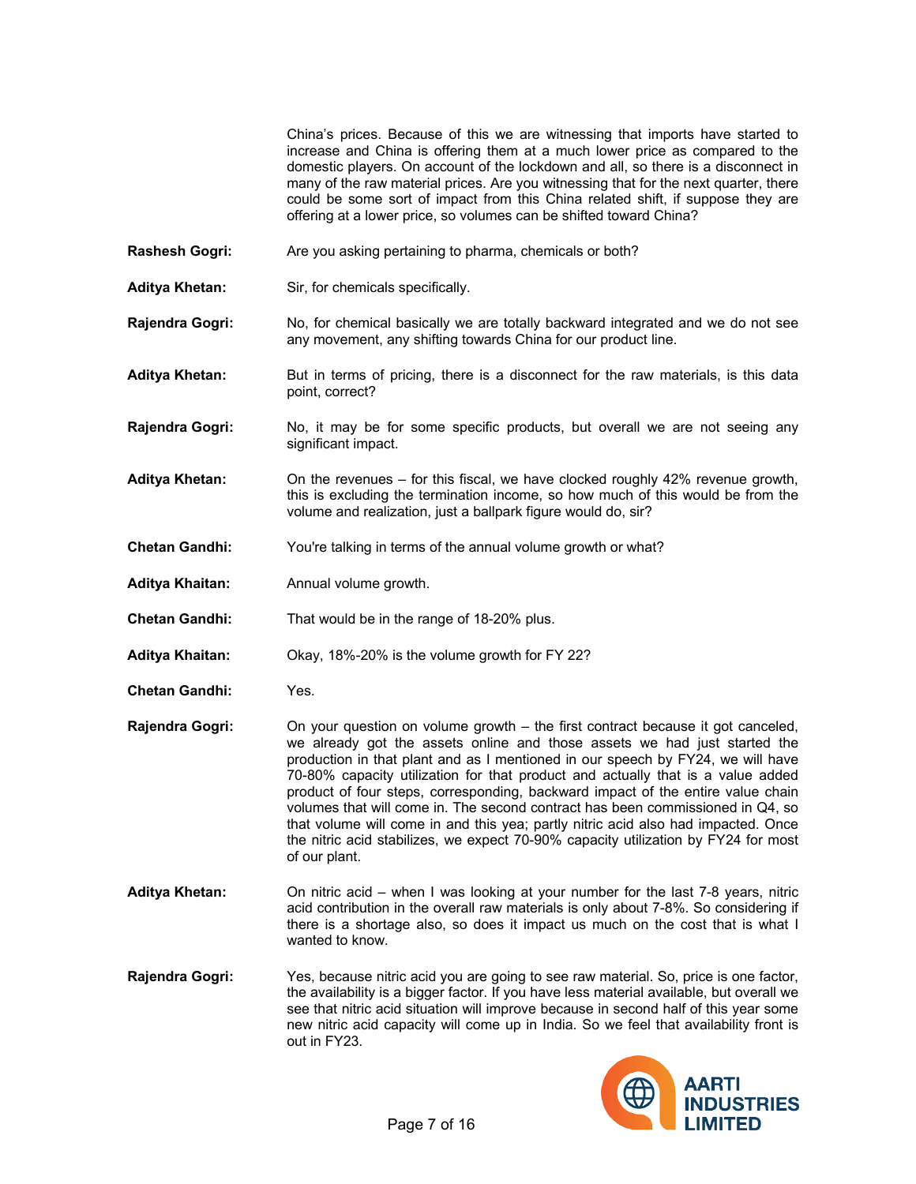China's prices. Because of this we are witnessing that imports have started to increase and China is offering them at a much lower price as compared to the domestic players. On account of the lockdown and all, so there is a disconnect in many of the raw material prices. Are you witnessing that for the next quarter, there could be some sort of impact from this China related shift, if suppose they are offering at a lower price, so volumes can be shifted toward China?

**Rashesh Gogri:** Are you asking pertaining to pharma, chemicals or both?

**Aditya Khetan:** Sir, for chemicals specifically.

**Rajendra Gogri:** No, for chemical basically we are totally backward integrated and we do not see any movement, any shifting towards China for our product line.

**Aditya Khetan:** But in terms of pricing, there is a disconnect for the raw materials, is this data point, correct?

**Rajendra Gogri:** No, it may be for some specific products, but overall we are not seeing any significant impact.

**Aditya Khetan:** On the revenues – for this fiscal, we have clocked roughly 42% revenue growth, this is excluding the termination income, so how much of this would be from the volume and realization, just a ballpark figure would do, sir?

**Chetan Gandhi:** You're talking in terms of the annual volume growth or what?

**Aditya Khaitan:** Annual volume growth.

**Chetan Gandhi:** That would be in the range of 18-20% plus.

**Aditya Khaitan:** Okay, 18%-20% is the volume growth for FY 22?

**Chetan Gandhi:** Yes.

**Rajendra Gogri:** On your question on volume growth – the first contract because it got canceled, we already got the assets online and those assets we had just started the production in that plant and as I mentioned in our speech by FY24, we will have 70-80% capacity utilization for that product and actually that is a value added product of four steps, corresponding, backward impact of the entire value chain volumes that will come in. The second contract has been commissioned in Q4, so that volume will come in and this yea; partly nitric acid also had impacted. Once the nitric acid stabilizes, we expect 70-90% capacity utilization by FY24 for most of our plant.

**Aditya Khetan:** On nitric acid – when I was looking at your number for the last 7-8 years, nitric acid contribution in the overall raw materials is only about 7-8%. So considering if there is a shortage also, so does it impact us much on the cost that is what I wanted to know.

**Rajendra Gogri:** Yes, because nitric acid you are going to see raw material. So, price is one factor, the availability is a bigger factor. If you have less material available, but overall we see that nitric acid situation will improve because in second half of this year some new nitric acid capacity will come up in India. So we feel that availability front is out in FY23.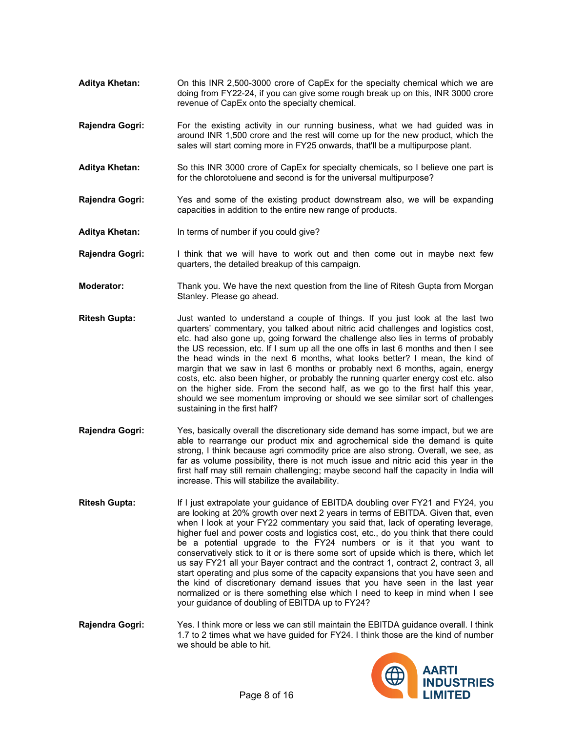**Aditya Khetan:** On this INR 2,500-3000 crore of CapEx for the specialty chemical which we are doing from FY22-24, if you can give some rough break up on this, INR 3000 crore revenue of CapEx onto the specialty chemical.

**Rajendra Gogri:** For the existing activity in our running business, what we had guided was in around INR 1,500 crore and the rest will come up for the new product, which the sales will start coming more in FY25 onwards, that'll be a multipurpose plant.

**Aditya Khetan:** So this INR 3000 crore of CapEx for specialty chemicals, so I believe one part is for the chlorotoluene and second is for the universal multipurpose?

**Rajendra Gogri:** Yes and some of the existing product downstream also, we will be expanding capacities in addition to the entire new range of products.

**Aditya Khetan:** In terms of number if you could give?

**Rajendra Gogri:** I think that we will have to work out and then come out in maybe next few quarters, the detailed breakup of this campaign.

**Moderator:** Thank you. We have the next question from the line of Ritesh Gupta from Morgan Stanley. Please go ahead.

**Ritesh Gupta:** Just wanted to understand a couple of things. If you just look at the last two quarters' commentary, you talked about nitric acid challenges and logistics cost, etc. had also gone up, going forward the challenge also lies in terms of probably the US recession, etc. If I sum up all the one offs in last 6 months and then I see the head winds in the next 6 months, what looks better? I mean, the kind of margin that we saw in last 6 months or probably next 6 months, again, energy costs, etc. also been higher, or probably the running quarter energy cost etc. also on the higher side. From the second half, as we go to the first half this year, should we see momentum improving or should we see similar sort of challenges sustaining in the first half?

**Rajendra Gogri:** Yes, basically overall the discretionary side demand has some impact, but we are able to rearrange our product mix and agrochemical side the demand is quite strong, I think because agri commodity price are also strong. Overall, we see, as far as volume possibility, there is not much issue and nitric acid this year in the first half may still remain challenging; maybe second half the capacity in India will increase. This will stabilize the availability.

**Ritesh Gupta:** If I just extrapolate your guidance of EBITDA doubling over FY21 and FY24, you are looking at 20% growth over next 2 years in terms of EBITDA. Given that, even when I look at your FY22 commentary you said that, lack of operating leverage, higher fuel and power costs and logistics cost, etc., do you think that there could be a potential upgrade to the FY24 numbers or is it that you want to conservatively stick to it or is there some sort of upside which is there, which let us say FY21 all your Bayer contract and the contract 1, contract 2, contract 3, all start operating and plus some of the capacity expansions that you have seen and the kind of discretionary demand issues that you have seen in the last year normalized or is there something else which I need to keep in mind when I see your guidance of doubling of EBITDA up to FY24?

**Rajendra Gogri:** Yes. I think more or less we can still maintain the EBITDA guidance overall. I think 1.7 to 2 times what we have guided for FY24. I think those are the kind of number we should be able to hit.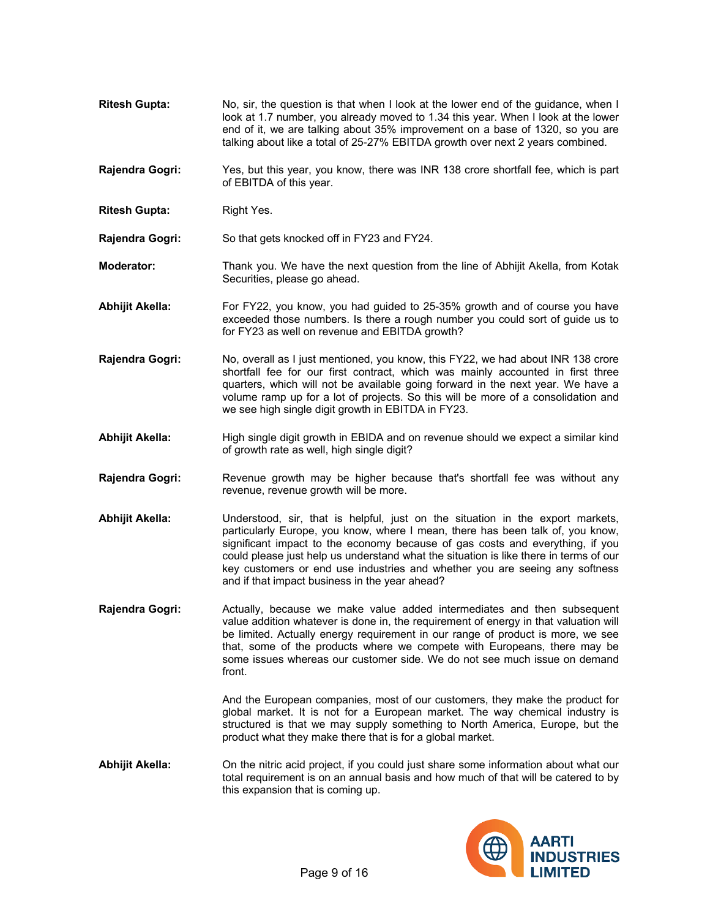**Ritesh Gupta:** No, sir, the question is that when I look at the lower end of the guidance, when I look at 1.7 number, you already moved to 1.34 this year. When I look at the lower end of it, we are talking about 35% improvement on a base of 1320, so you are talking about like a total of 25-27% EBITDA growth over next 2 years combined.

**Rajendra Gogri:** Yes, but this year, you know, there was INR 138 crore shortfall fee, which is part of EBITDA of this year.

**Ritesh Gupta:** Right Yes.

**Rajendra Gogri:** So that gets knocked off in FY23 and FY24.

**Moderator:** Thank you. We have the next question from the line of Abhijit Akella, from Kotak Securities, please go ahead.

**Abhijit Akella:** For FY22, you know, you had guided to 25-35% growth and of course you have exceeded those numbers. Is there a rough number you could sort of guide us to for FY23 as well on revenue and EBITDA growth?

**Rajendra Gogri:** No, overall as I just mentioned, you know, this FY22, we had about INR 138 crore shortfall fee for our first contract, which was mainly accounted in first three quarters, which will not be available going forward in the next year. We have a volume ramp up for a lot of projects. So this will be more of a consolidation and we see high single digit growth in EBITDA in FY23.

**Abhijit Akella:** High single digit growth in EBIDA and on revenue should we expect a similar kind of growth rate as well, high single digit?

**Rajendra Gogri:** Revenue growth may be higher because that's shortfall fee was without any revenue, revenue growth will be more.

**Abhijit Akella:** Understood, sir, that is helpful, just on the situation in the export markets, particularly Europe, you know, where I mean, there has been talk of, you know, significant impact to the economy because of gas costs and everything, if you could please just help us understand what the situation is like there in terms of our key customers or end use industries and whether you are seeing any softness and if that impact business in the year ahead?

**Rajendra Gogri:** Actually, because we make value added intermediates and then subsequent value addition whatever is done in, the requirement of energy in that valuation will be limited. Actually energy requirement in our range of product is more, we see that, some of the products where we compete with Europeans, there may be some issues whereas our customer side. We do not see much issue on demand front.

And the European companies, most of our customers, they make the product for global market. It is not for a European market. The way chemical industry is structured is that we may supply something to North America, Europe, but the product what they make there that is for a global market.

**Abhijit Akella:** On the nitric acid project, if you could just share some information about what our total requirement is on an annual basis and how much of that will be catered to by this expansion that is coming up.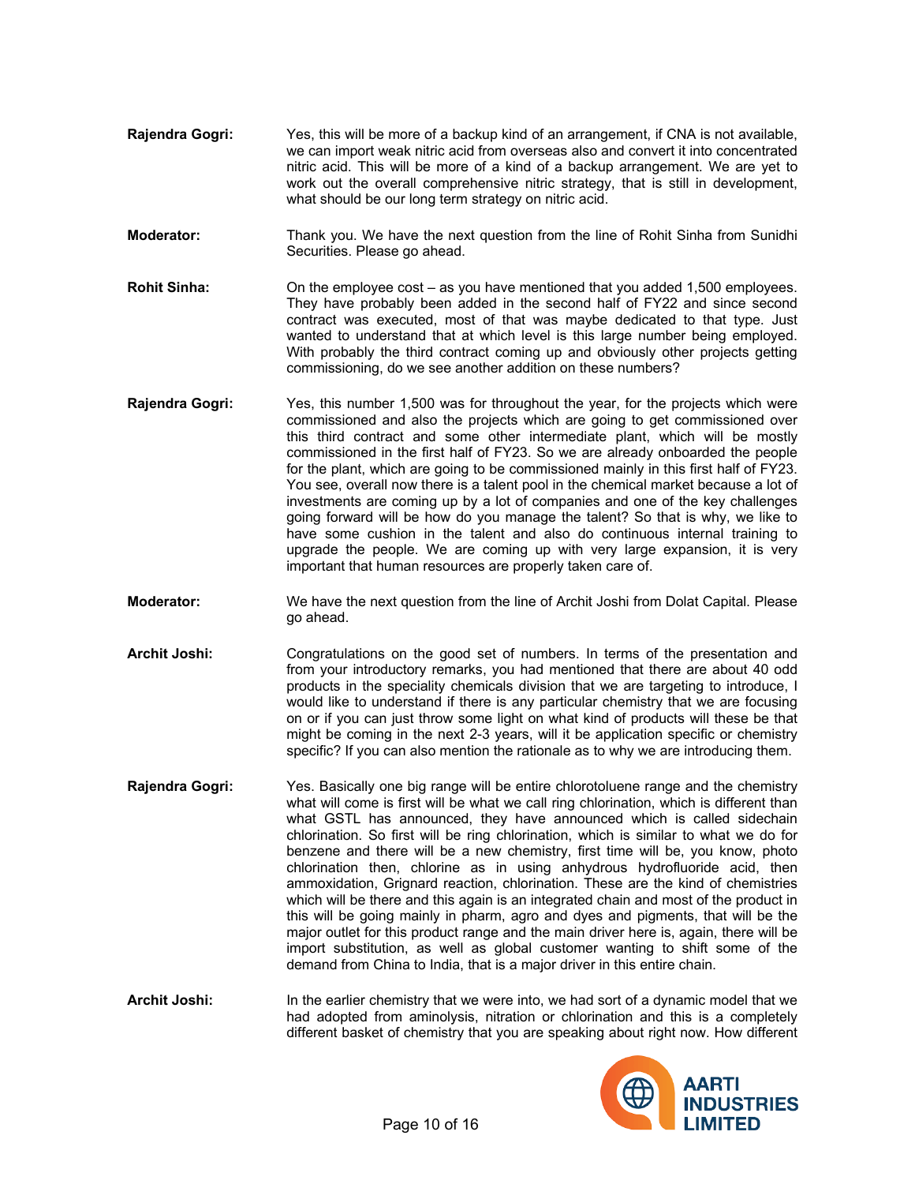**Rajendra Gogri:** Yes, this will be more of a backup kind of an arrangement, if CNA is not available, we can import weak nitric acid from overseas also and convert it into concentrated nitric acid. This will be more of a kind of a backup arrangement. We are yet to work out the overall comprehensive nitric strategy, that is still in development, what should be our long term strategy on nitric acid.

**Moderator:** Thank you. We have the next question from the line of Rohit Sinha from Sunidhi Securities. Please go ahead.

**Rohit Sinha:** On the employee cost – as you have mentioned that you added 1,500 employees. They have probably been added in the second half of FY22 and since second contract was executed, most of that was maybe dedicated to that type. Just wanted to understand that at which level is this large number being employed. With probably the third contract coming up and obviously other projects getting commissioning, do we see another addition on these numbers?

**Rajendra Gogri:** Yes, this number 1,500 was for throughout the year, for the projects which were commissioned and also the projects which are going to get commissioned over this third contract and some other intermediate plant, which will be mostly commissioned in the first half of FY23. So we are already onboarded the people for the plant, which are going to be commissioned mainly in this first half of FY23. You see, overall now there is a talent pool in the chemical market because a lot of investments are coming up by a lot of companies and one of the key challenges going forward will be how do you manage the talent? So that is why, we like to have some cushion in the talent and also do continuous internal training to upgrade the people. We are coming up with very large expansion, it is very important that human resources are properly taken care of.

**Moderator:** We have the next question from the line of Archit Joshi from Dolat Capital. Please go ahead.

**Archit Joshi:** Congratulations on the good set of numbers. In terms of the presentation and from your introductory remarks, you had mentioned that there are about 40 odd products in the speciality chemicals division that we are targeting to introduce, I would like to understand if there is any particular chemistry that we are focusing on or if you can just throw some light on what kind of products will these be that might be coming in the next 2-3 years, will it be application specific or chemistry specific? If you can also mention the rationale as to why we are introducing them.

**Rajendra Gogri:** Yes. Basically one big range will be entire chlorotoluene range and the chemistry what will come is first will be what we call ring chlorination, which is different than what GSTL has announced, they have announced which is called sidechain chlorination. So first will be ring chlorination, which is similar to what we do for benzene and there will be a new chemistry, first time will be, you know, photo chlorination then, chlorine as in using anhydrous hydrofluoride acid, then ammoxidation, Grignard reaction, chlorination. These are the kind of chemistries which will be there and this again is an integrated chain and most of the product in this will be going mainly in pharm, agro and dyes and pigments, that will be the major outlet for this product range and the main driver here is, again, there will be import substitution, as well as global customer wanting to shift some of the demand from China to India, that is a major driver in this entire chain.

**Archit Joshi:** In the earlier chemistry that we were into, we had sort of a dynamic model that we had adopted from aminolysis, nitration or chlorination and this is a completely different basket of chemistry that you are speaking about right now. How different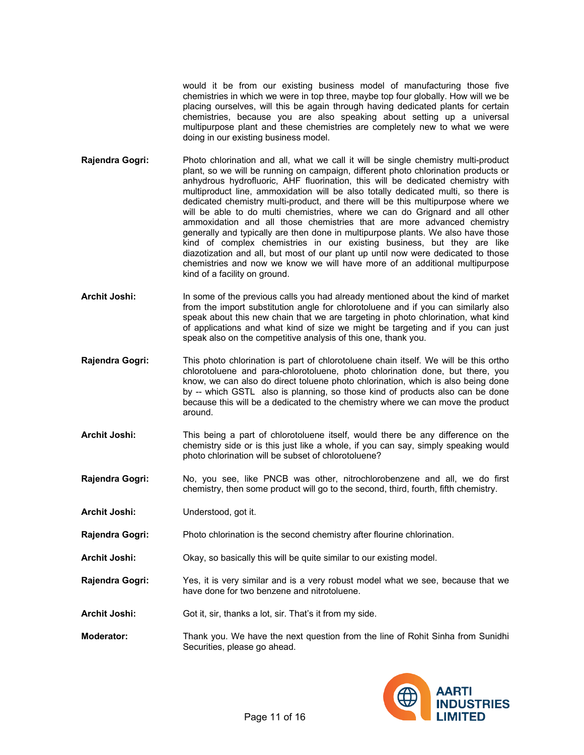would it be from our existing business model of manufacturing those five chemistries in which we were in top three, maybe top four globally. How will we be placing ourselves, will this be again through having dedicated plants for certain chemistries, because you are also speaking about setting up a universal multipurpose plant and these chemistries are completely new to what we were doing in our existing business model.

**Rajendra Gogri:** Photo chlorination and all, what we call it will be single chemistry multi-product plant, so we will be running on campaign, different photo chlorination products or anhydrous hydrofluoric, AHF fluorination, this will be dedicated chemistry with multiproduct line, ammoxidation will be also totally dedicated multi, so there is dedicated chemistry multi-product, and there will be this multipurpose where we will be able to do multi chemistries, where we can do Grignard and all other ammoxidation and all those chemistries that are more advanced chemistry generally and typically are then done in multipurpose plants. We also have those kind of complex chemistries in our existing business, but they are like diazotization and all, but most of our plant up until now were dedicated to those chemistries and now we know we will have more of an additional multipurpose kind of a facility on ground.

**Archit Joshi:** In some of the previous calls you had already mentioned about the kind of market from the import substitution angle for chlorotoluene and if you can similarly also speak about this new chain that we are targeting in photo chlorination, what kind of applications and what kind of size we might be targeting and if you can just speak also on the competitive analysis of this one, thank you.

**Rajendra Gogri:** This photo chlorination is part of chlorotoluene chain itself. We will be this ortho chlorotoluene and para-chlorotoluene, photo chlorination done, but there, you know, we can also do direct toluene photo chlorination, which is also being done by -- which GSTL also is planning, so those kind of products also can be done because this will be a dedicated to the chemistry where we can move the product around.

**Archit Joshi:** This being a part of chlorotoluene itself, would there be any difference on the chemistry side or is this just like a whole, if you can say, simply speaking would photo chlorination will be subset of chlorotoluene?

**Rajendra Gogri:** No, you see, like PNCB was other, nitrochlorobenzene and all, we do first chemistry, then some product will go to the second, third, fourth, fifth chemistry.

**Archit Joshi:** Understood, got it.

**Rajendra Gogri:** Photo chlorination is the second chemistry after flourine chlorination.

**Archit Joshi:** Okay, so basically this will be quite similar to our existing model.

**Rajendra Gogri:** Yes, it is very similar and is a very robust model what we see, because that we have done for two benzene and nitrotoluene.

**Archit Joshi:** Got it, sir, thanks a lot, sir. That's it from my side.

**Moderator:** Thank you. We have the next question from the line of Rohit Sinha from Sunidhi Securities, please go ahead.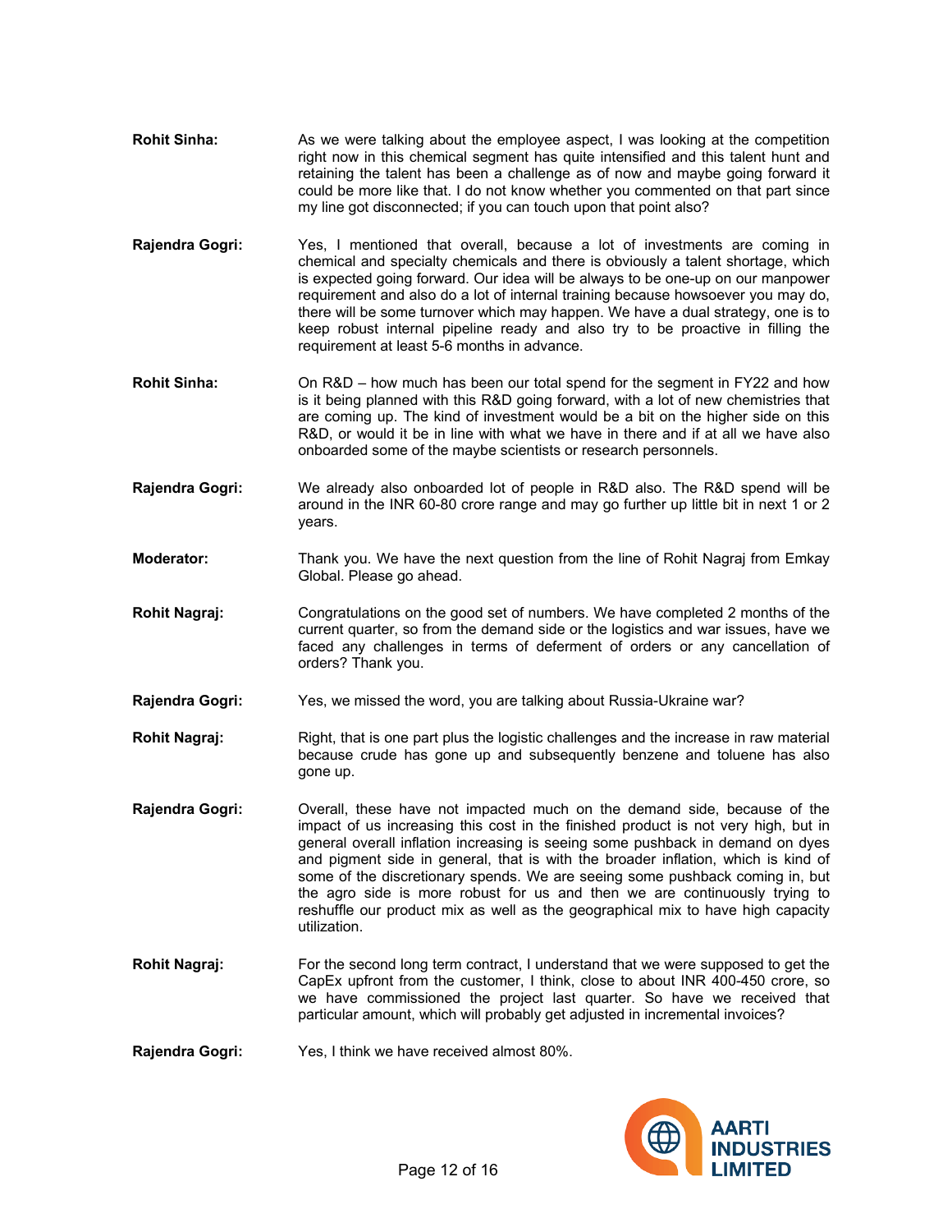**Rohit Sinha:** As we were talking about the employee aspect, I was looking at the competition right now in this chemical segment has quite intensified and this talent hunt and retaining the talent has been a challenge as of now and maybe going forward it could be more like that. I do not know whether you commented on that part since my line got disconnected; if you can touch upon that point also?

**Rajendra Gogri:** Yes, I mentioned that overall, because a lot of investments are coming in chemical and specialty chemicals and there is obviously a talent shortage, which is expected going forward. Our idea will be always to be one-up on our manpower requirement and also do a lot of internal training because howsoever you may do, there will be some turnover which may happen. We have a dual strategy, one is to keep robust internal pipeline ready and also try to be proactive in filling the requirement at least 5-6 months in advance.

**Rohit Sinha:** On R&D – how much has been our total spend for the segment in FY22 and how is it being planned with this R&D going forward, with a lot of new chemistries that are coming up. The kind of investment would be a bit on the higher side on this R&D, or would it be in line with what we have in there and if at all we have also onboarded some of the maybe scientists or research personnels.

**Rajendra Gogri:** We already also onboarded lot of people in R&D also. The R&D spend will be around in the INR 60-80 crore range and may go further up little bit in next 1 or 2 years.

**Moderator:** Thank you. We have the next question from the line of Rohit Nagraj from Emkay Global. Please go ahead.

**Rohit Nagraj:** Congratulations on the good set of numbers. We have completed 2 months of the current quarter, so from the demand side or the logistics and war issues, have we faced any challenges in terms of deferment of orders or any cancellation of orders? Thank you.

**Rajendra Gogri:** Yes, we missed the word, you are talking about Russia-Ukraine war?

**Rohit Nagraj:** Right, that is one part plus the logistic challenges and the increase in raw material because crude has gone up and subsequently benzene and toluene has also gone up.

**Rajendra Gogri:** Overall, these have not impacted much on the demand side, because of the impact of us increasing this cost in the finished product is not very high, but in general overall inflation increasing is seeing some pushback in demand on dyes and pigment side in general, that is with the broader inflation, which is kind of some of the discretionary spends. We are seeing some pushback coming in, but the agro side is more robust for us and then we are continuously trying to reshuffle our product mix as well as the geographical mix to have high capacity utilization.

**Rohit Nagraj:** For the second long term contract, I understand that we were supposed to get the CapEx upfront from the customer, I think, close to about INR 400-450 crore, so we have commissioned the project last quarter. So have we received that particular amount, which will probably get adjusted in incremental invoices?

**Rajendra Gogri:** Yes, I think we have received almost 80%.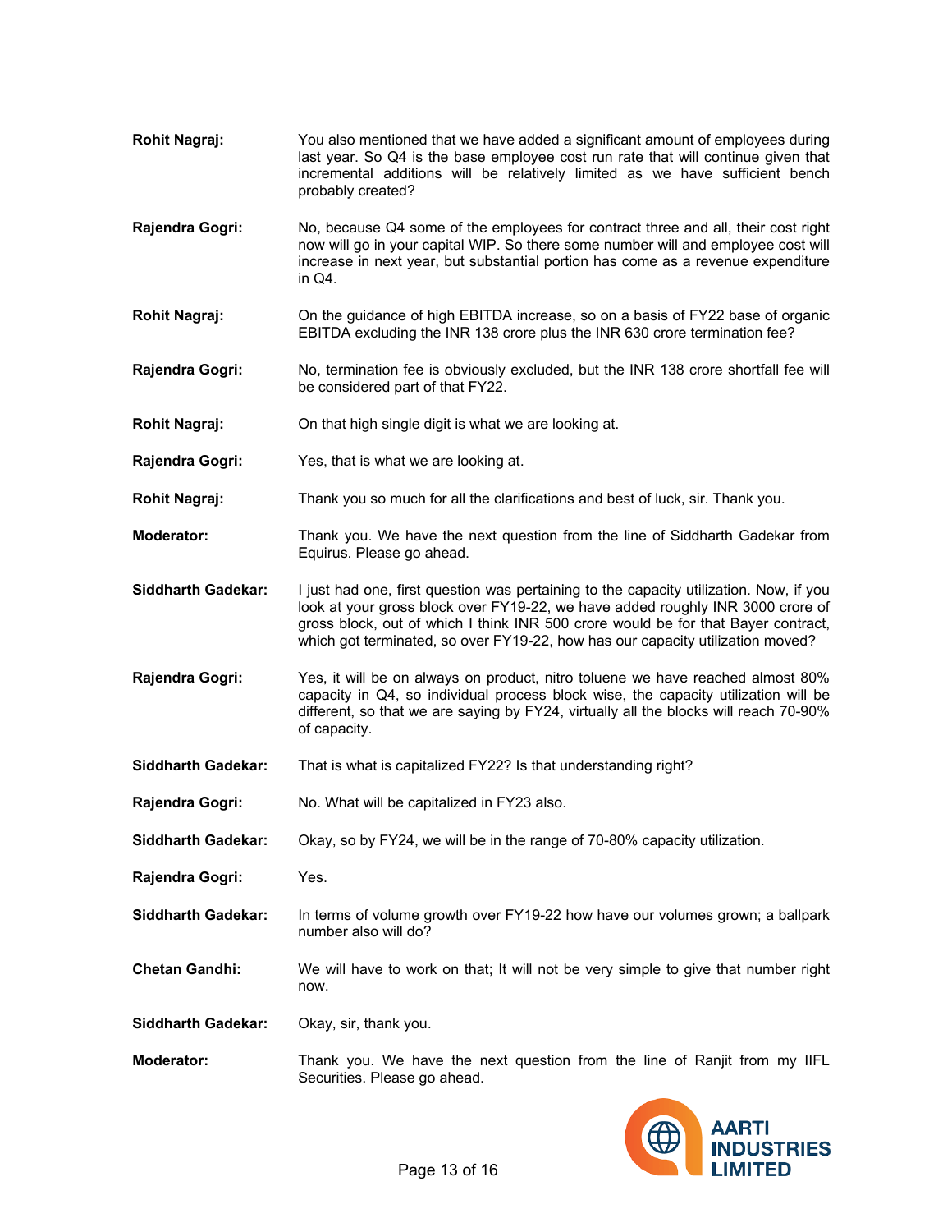**Rohit Nagraj:** You also mentioned that we have added a significant amount of employees during last year. So Q4 is the base employee cost run rate that will continue given that incremental additions will be relatively limited as we have sufficient bench probably created?

**Rajendra Gogri:** No, because Q4 some of the employees for contract three and all, their cost right now will go in your capital WIP. So there some number will and employee cost will increase in next year, but substantial portion has come as a revenue expenditure in Q4.

**Rohit Nagraj:** On the guidance of high EBITDA increase, so on a basis of FY22 base of organic EBITDA excluding the INR 138 crore plus the INR 630 crore termination fee?

**Rajendra Gogri:** No, termination fee is obviously excluded, but the INR 138 crore shortfall fee will be considered part of that FY22.

**Rohit Nagraj:** On that high single digit is what we are looking at.

**Rajendra Gogri:** Yes, that is what we are looking at.

**Rohit Nagraj:** Thank you so much for all the clarifications and best of luck, sir. Thank you.

**Moderator:** Thank you. We have the next question from the line of Siddharth Gadekar from Equirus. Please go ahead.

**Siddharth Gadekar:** I just had one, first question was pertaining to the capacity utilization. Now, if you look at your gross block over FY19-22, we have added roughly INR 3000 crore of gross block, out of which I think INR 500 crore would be for that Bayer contract, which got terminated, so over FY19-22, how has our capacity utilization moved?

**Rajendra Gogri:** Yes, it will be on always on product, nitro toluene we have reached almost 80% capacity in Q4, so individual process block wise, the capacity utilization will be different, so that we are saying by FY24, virtually all the blocks will reach 70-90% of capacity.

**Siddharth Gadekar:** That is what is capitalized FY22? Is that understanding right?

**Rajendra Gogri:** No. What will be capitalized in FY23 also.

**Siddharth Gadekar:** Okay, so by FY24, we will be in the range of 70-80% capacity utilization.

**Rajendra Gogri:** Yes.

**Siddharth Gadekar:** In terms of volume growth over FY19-22 how have our volumes grown; a ballpark number also will do?

**Chetan Gandhi:** We will have to work on that; It will not be very simple to give that number right now.

**Siddharth Gadekar:** Okay, sir, thank you.

**Moderator:** Thank you. We have the next question from the line of Ranjit from my IIFL Securities. Please go ahead.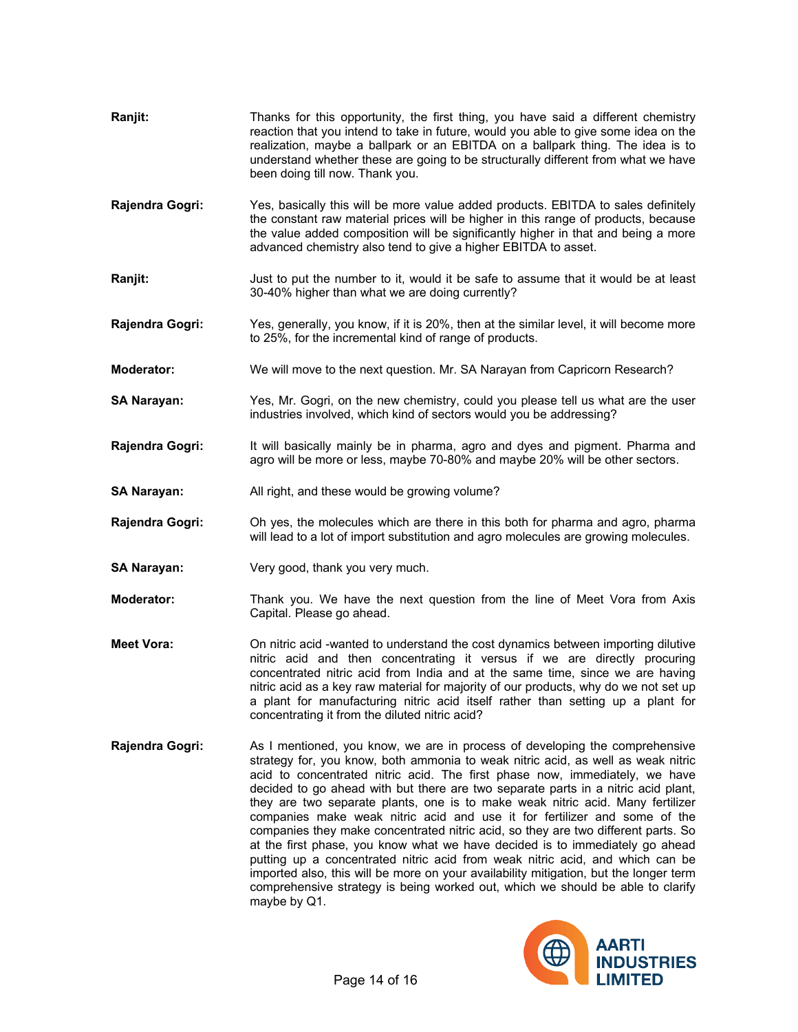**Ranjit:** Thanks for this opportunity, the first thing, you have said a different chemistry reaction that you intend to take in future, would you able to give some idea on the realization, maybe a ballpark or an EBITDA on a ballpark thing. The idea is to understand whether these are going to be structurally different from what we have been doing till now. Thank you.

**Rajendra Gogri:** Yes, basically this will be more value added products. EBITDA to sales definitely the constant raw material prices will be higher in this range of products, because the value added composition will be significantly higher in that and being a more advanced chemistry also tend to give a higher EBITDA to asset.

**Ranjit:** Just to put the number to it, would it be safe to assume that it would be at least 30-40% higher than what we are doing currently?

**Rajendra Gogri:** Yes, generally, you know, if it is 20%, then at the similar level, it will become more to 25%, for the incremental kind of range of products.

**Moderator:** We will move to the next question. Mr. SA Narayan from Capricorn Research?

**SA Narayan:** Yes, Mr. Gogri, on the new chemistry, could you please tell us what are the user industries involved, which kind of sectors would you be addressing?

**Rajendra Gogri:** It will basically mainly be in pharma, agro and dyes and pigment. Pharma and agro will be more or less, maybe 70-80% and maybe 20% will be other sectors.

**SA Narayan:** All right, and these would be growing volume?

**Rajendra Gogri:** Oh yes, the molecules which are there in this both for pharma and agro, pharma will lead to a lot of import substitution and agro molecules are growing molecules.

**SA Narayan:** Very good, thank you very much.

**Moderator:** Thank you. We have the next question from the line of Meet Vora from Axis Capital. Please go ahead.

**Meet Vora:** On nitric acid -wanted to understand the cost dynamics between importing dilutive nitric acid and then concentrating it versus if we are directly procuring concentrated nitric acid from India and at the same time, since we are having nitric acid as a key raw material for majority of our products, why do we not set up a plant for manufacturing nitric acid itself rather than setting up a plant for concentrating it from the diluted nitric acid?

**Rajendra Gogri:** As I mentioned, you know, we are in process of developing the comprehensive strategy for, you know, both ammonia to weak nitric acid, as well as weak nitric acid to concentrated nitric acid. The first phase now, immediately, we have decided to go ahead with but there are two separate parts in a nitric acid plant, they are two separate plants, one is to make weak nitric acid. Many fertilizer companies make weak nitric acid and use it for fertilizer and some of the companies they make concentrated nitric acid, so they are two different parts. So at the first phase, you know what we have decided is to immediately go ahead putting up a concentrated nitric acid from weak nitric acid, and which can be imported also, this will be more on your availability mitigation, but the longer term comprehensive strategy is being worked out, which we should be able to clarify maybe by Q1.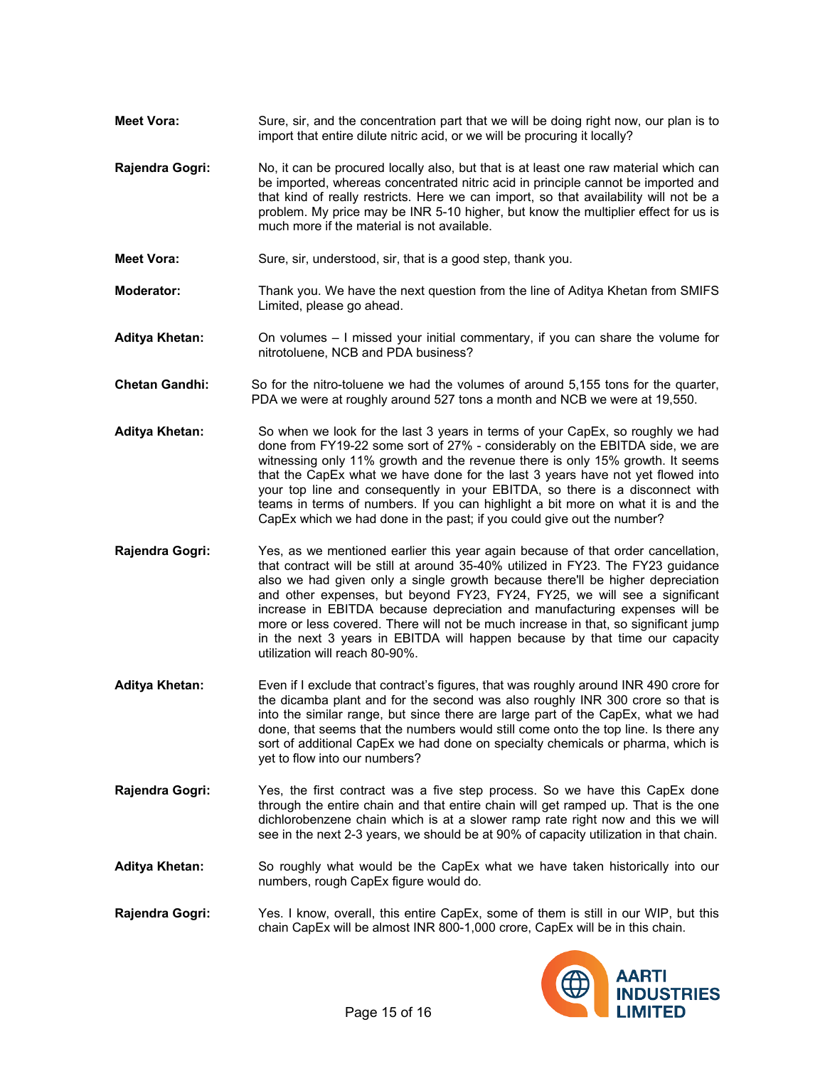**Meet Vora:** Sure, sir, and the concentration part that we will be doing right now, our plan is to import that entire dilute nitric acid, or we will be procuring it locally?

**Rajendra Gogri:** No, it can be procured locally also, but that is at least one raw material which can be imported, whereas concentrated nitric acid in principle cannot be imported and that kind of really restricts. Here we can import, so that availability will not be a problem. My price may be INR 5-10 higher, but know the multiplier effect for us is much more if the material is not available.

**Meet Vora:** Sure, sir, understood, sir, that is a good step, thank you.

**Moderator:** Thank you. We have the next question from the line of Aditya Khetan from SMIFS Limited, please go ahead.

**Aditya Khetan:** On volumes – I missed your initial commentary, if you can share the volume for nitrotoluene, NCB and PDA business?

**Chetan Gandhi:** So for the nitro-toluene we had the volumes of around 5,155 tons for the quarter, PDA we were at roughly around 527 tons a month and NCB we were at 19,550.

**Aditya Khetan:** So when we look for the last 3 years in terms of your CapEx, so roughly we had done from FY19-22 some sort of 27% - considerably on the EBITDA side, we are witnessing only 11% growth and the revenue there is only 15% growth. It seems that the CapEx what we have done for the last 3 years have not yet flowed into your top line and consequently in your EBITDA, so there is a disconnect with teams in terms of numbers. If you can highlight a bit more on what it is and the CapEx which we had done in the past; if you could give out the number?

**Rajendra Gogri:** Yes, as we mentioned earlier this year again because of that order cancellation, that contract will be still at around 35-40% utilized in FY23. The FY23 guidance also we had given only a single growth because there'll be higher depreciation and other expenses, but beyond FY23, FY24, FY25, we will see a significant increase in EBITDA because depreciation and manufacturing expenses will be more or less covered. There will not be much increase in that, so significant jump in the next 3 years in EBITDA will happen because by that time our capacity utilization will reach 80-90%.

**Aditya Khetan:** Even if I exclude that contract's figures, that was roughly around INR 490 crore for the dicamba plant and for the second was also roughly INR 300 crore so that is into the similar range, but since there are large part of the CapEx, what we had done, that seems that the numbers would still come onto the top line. Is there any sort of additional CapEx we had done on specialty chemicals or pharma, which is yet to flow into our numbers?

**Rajendra Gogri:** Yes, the first contract was a five step process. So we have this CapEx done through the entire chain and that entire chain will get ramped up. That is the one dichlorobenzene chain which is at a slower ramp rate right now and this we will see in the next 2-3 years, we should be at 90% of capacity utilization in that chain.

**Aditya Khetan:** So roughly what would be the CapEx what we have taken historically into our numbers, rough CapEx figure would do.

**Rajendra Gogri:** Yes. I know, overall, this entire CapEx, some of them is still in our WIP, but this chain CapEx will be almost INR 800-1,000 crore, CapEx will be in this chain.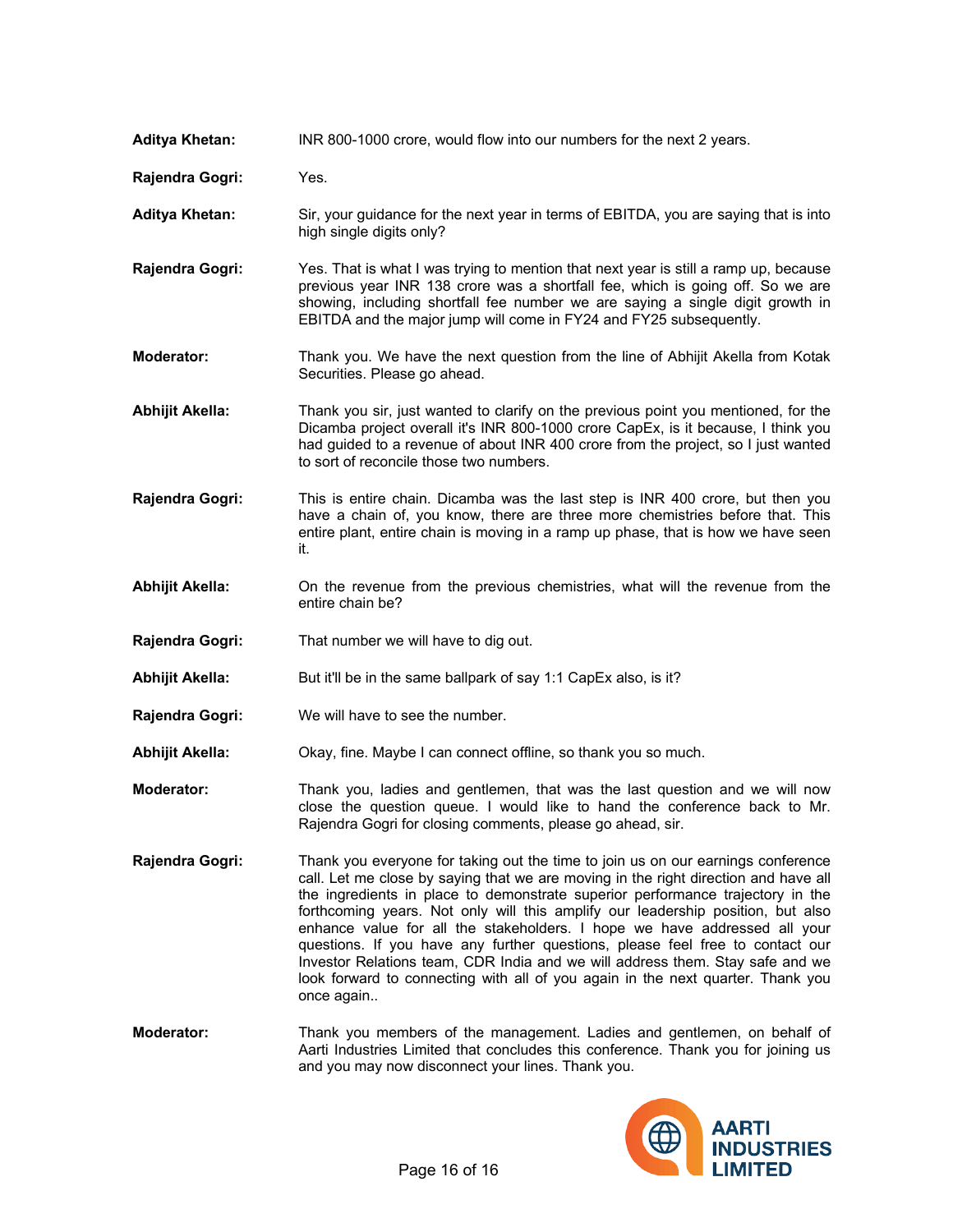**Aditya Khetan:** INR 800-1000 crore, would flow into our numbers for the next 2 years.

**Rajendra Gogri:** Yes.

**Aditya Khetan:** Sir, your guidance for the next year in terms of EBITDA, you are saying that is into high single digits only?

**Rajendra Gogri:** Yes. That is what I was trying to mention that next year is still a ramp up, because previous year INR 138 crore was a shortfall fee, which is going off. So we are showing, including shortfall fee number we are saying a single digit growth in EBITDA and the major jump will come in FY24 and FY25 subsequently.

**Moderator:** Thank you. We have the next question from the line of Abhijit Akella from Kotak Securities. Please go ahead.

**Abhijit Akella:** Thank you sir, just wanted to clarify on the previous point you mentioned, for the Dicamba project overall it's INR 800-1000 crore CapEx, is it because, I think you had guided to a revenue of about INR 400 crore from the project, so I just wanted to sort of reconcile those two numbers.

**Rajendra Gogri:** This is entire chain. Dicamba was the last step is INR 400 crore, but then you have a chain of, you know, there are three more chemistries before that. This entire plant, entire chain is moving in a ramp up phase, that is how we have seen it.

**Abhijit Akella:** On the revenue from the previous chemistries, what will the revenue from the entire chain be?

**Rajendra Gogri:** That number we will have to dig out.

**Abhijit Akella:** But it'll be in the same ballpark of say 1:1 CapEx also, is it?

**Rajendra Gogri:** We will have to see the number.

**Abhijit Akella:** Okay, fine. Maybe I can connect offline, so thank you so much.

**Moderator:** Thank you, ladies and gentlemen, that was the last question and we will now close the question queue. I would like to hand the conference back to Mr. Rajendra Gogri for closing comments, please go ahead, sir.

**Rajendra Gogri:** Thank you everyone for taking out the time to join us on our earnings conference call. Let me close by saying that we are moving in the right direction and have all the ingredients in place to demonstrate superior performance trajectory in the forthcoming years. Not only will this amplify our leadership position, but also enhance value for all the stakeholders. I hope we have addressed all your questions. If you have any further questions, please feel free to contact our Investor Relations team, CDR India and we will address them. Stay safe and we look forward to connecting with all of you again in the next quarter. Thank you once again..

**Moderator:** Thank you members of the management. Ladies and gentlemen, on behalf of Aarti Industries Limited that concludes this conference. Thank you for joining us and you may now disconnect your lines. Thank you.